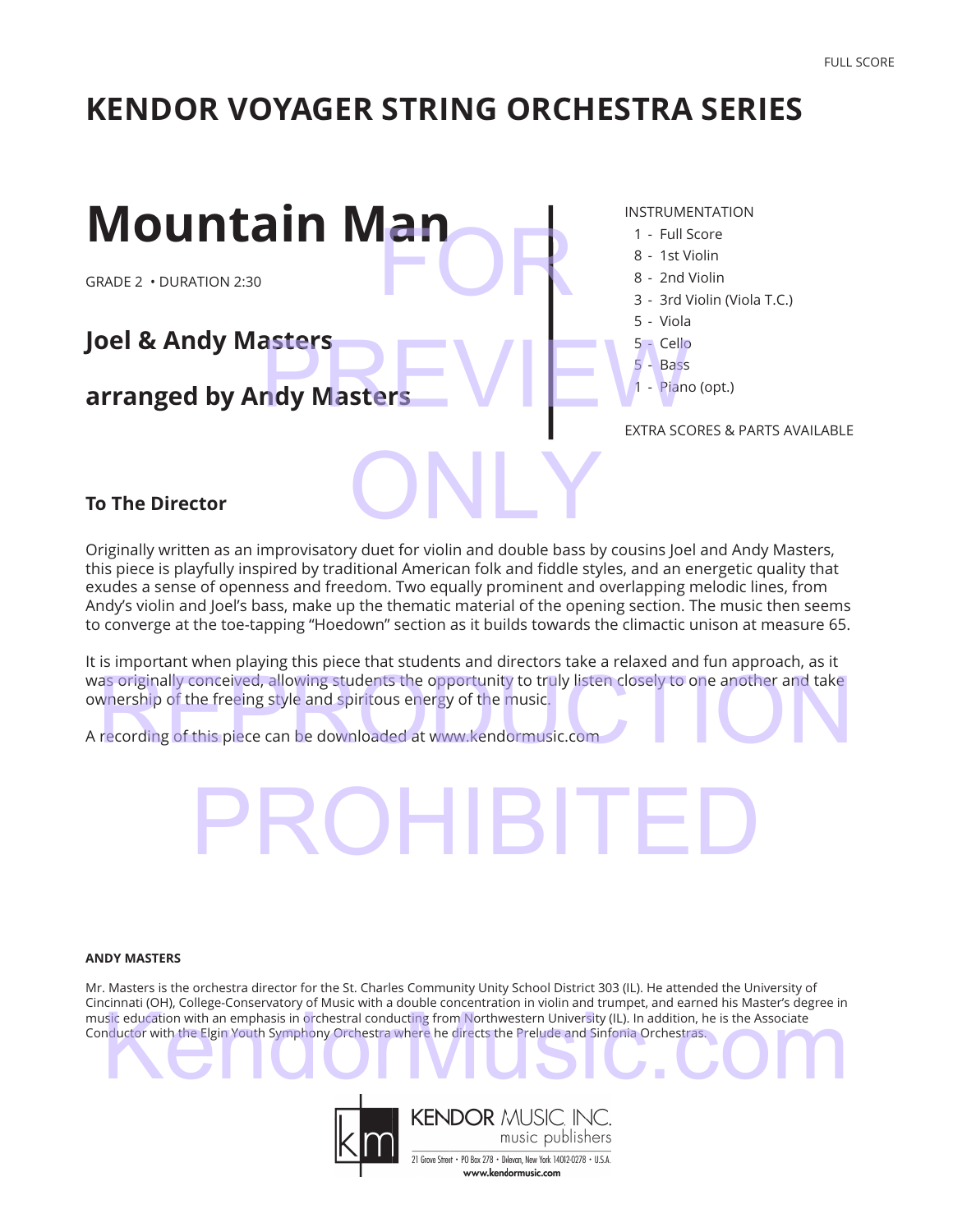FULL SCORE

# KENDOR VOYAGER STRING ORCHESTRA SERIES

# Mountain Man

GRADE 2 • DURATION 2:30

## Joel & Andy Masters

## arranged by Andy Masters

INSTRUMENTATION

- 1 - Full Score
- 8 - 1st Violin
- 8 - 2nd Violin
- 3 - 3rd Violin (Viola T.C.)
- 5 - Viola
- 5 - Cello
- 5 - Bass
- 1 - Piano (opt.)

EXTRA SCORES & PARTS AVAILABLE

### To The Director

Originally written as an improvisatory duet for violin and double bass by cousins Joel and Andy Masters, this piece is playfully inspired by traditional American folk and fiddle styles, and an energetic quality that exudes a sense of openness and freedom. Two equally prominent and overlapping melodic lines, from Andy's violin and Joel's bass, make up the thematic material of the opening section. The music then seems to converge at the toe-tapping "Hoedown" section as it builds towards the climactic unison at measure 65.

It is important when playing this piece that students and directors take a relaxed and fun approach, as it was originally conceived, allowing students the opportunity to truly listen closely to one another and take ownership of the freeing style and spiritous energy of the music.

A recording of this piece can be downloaded at www.kendormusic.com

**ANDY MASTERS**

Mr. Masters is the orchestra director for the St. Charles Community Unity School District 303 (IL). He attended the University of Cincinnati (OH), College-Conservatory of Music with a double concentration in violin and trumpet, and earned his Master's degree in music education with an emphasis in orchestral conducting from Northwestern University (IL). In addition, he is the Associate Conductor with the Elgin Youth Symphony Orchestra where he directs the Prelude and Sinfonia Orchestras.

KENDOR MUSIC, INC.
music publishers
21 Grove Street • PO Box 278 • Delevan, New York 14042-0278 • U.S.A.
www.kendormusic.com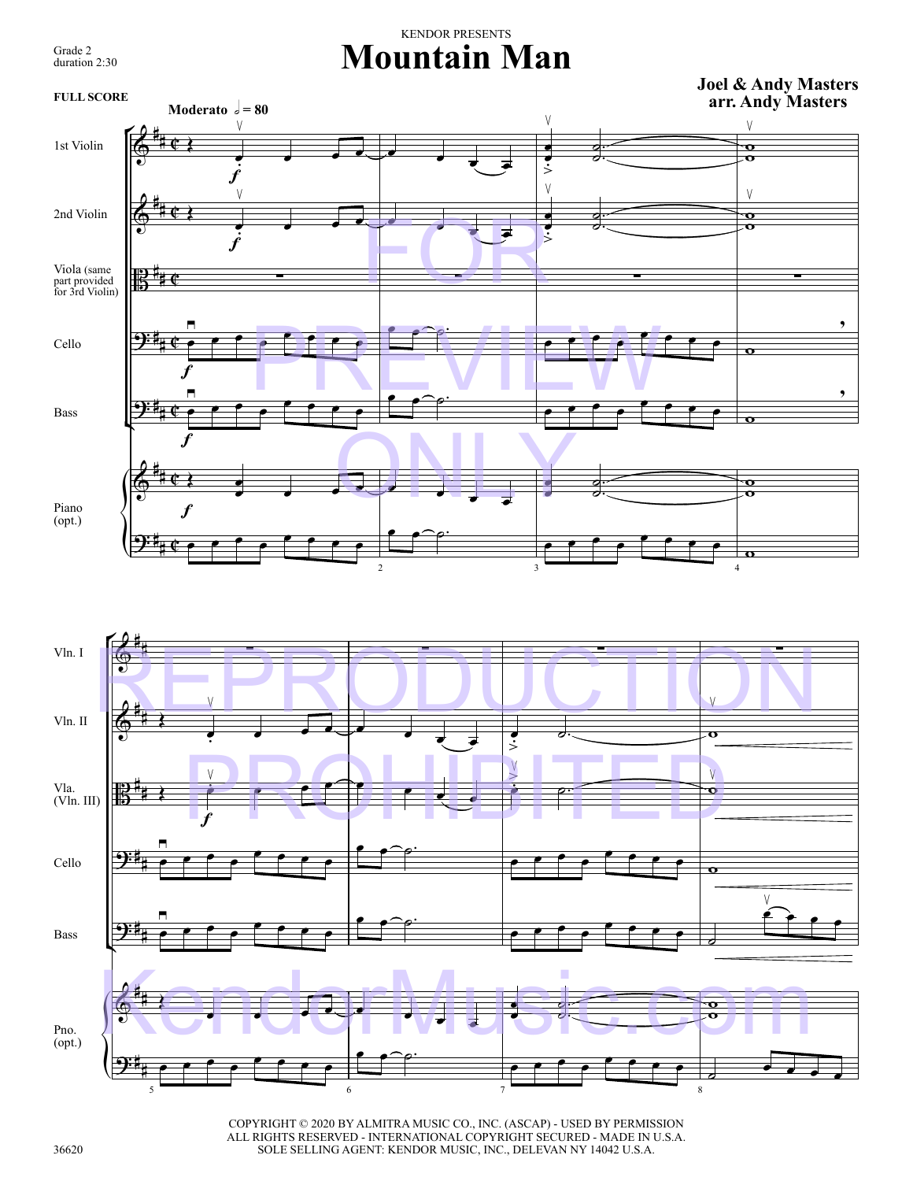Grade 2
duration 2:30

KENDOR PRESENTS

# Mountain Man

**Joel & Andy Masters**
**arr. Andy Masters**

**FULL SCORE**

**Moderato** 𝅗𝅥 = 80

1st Violin

2nd Violin

Viola (same part provided for 3rd Violin)

Cello

Bass

Piano (opt.)

Vln. I

Vln. II

Vla. (Vln. III)

Cello

Bass

Pno. (opt.)

FOR PREVIEW ONLY

REPRODUCTION PROHIBITED

KendorMusic.com

COPYRIGHT © 2020 BY ALMITRA MUSIC CO., INC. (ASCAP) - USED BY PERMISSION
ALL RIGHTS RESERVED - INTERNATIONAL COPYRIGHT SECURED - MADE IN U.S.A.
SOLE SELLING AGENT: KENDOR MUSIC, INC., DELEVAN NY 14042 U.S.A.

36620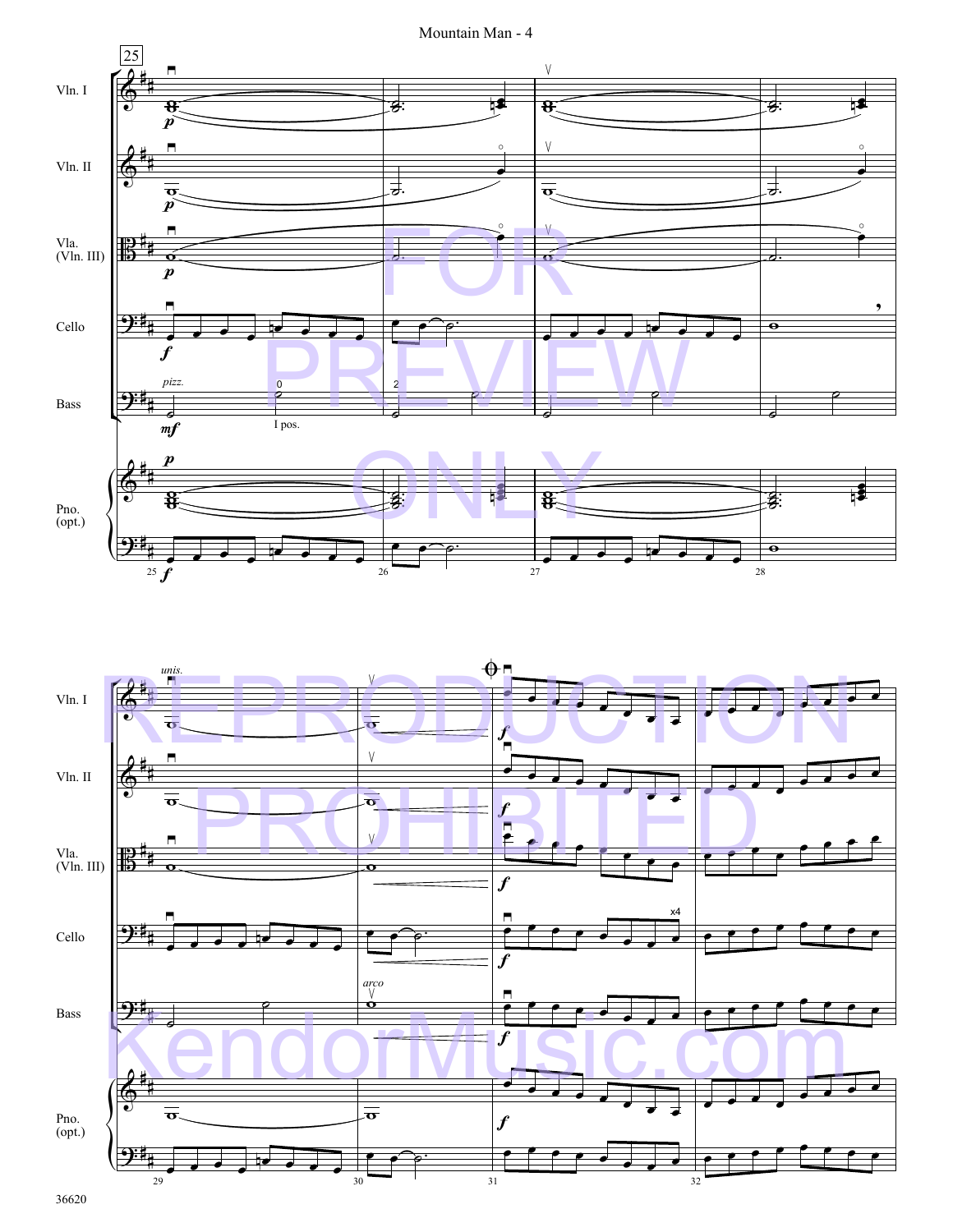25

Vln. I

Vln. II

Vla. (Vln. III)

Cello

Bass

Pno. (opt.)

*p*

*f*

*pizz.*

*mf*

0

I pos.

2

*unis.*

*arco*

x4

FOR PREVIEW ONLY

REPRODUCTION PROHIBITED

KendorMusic.com

36620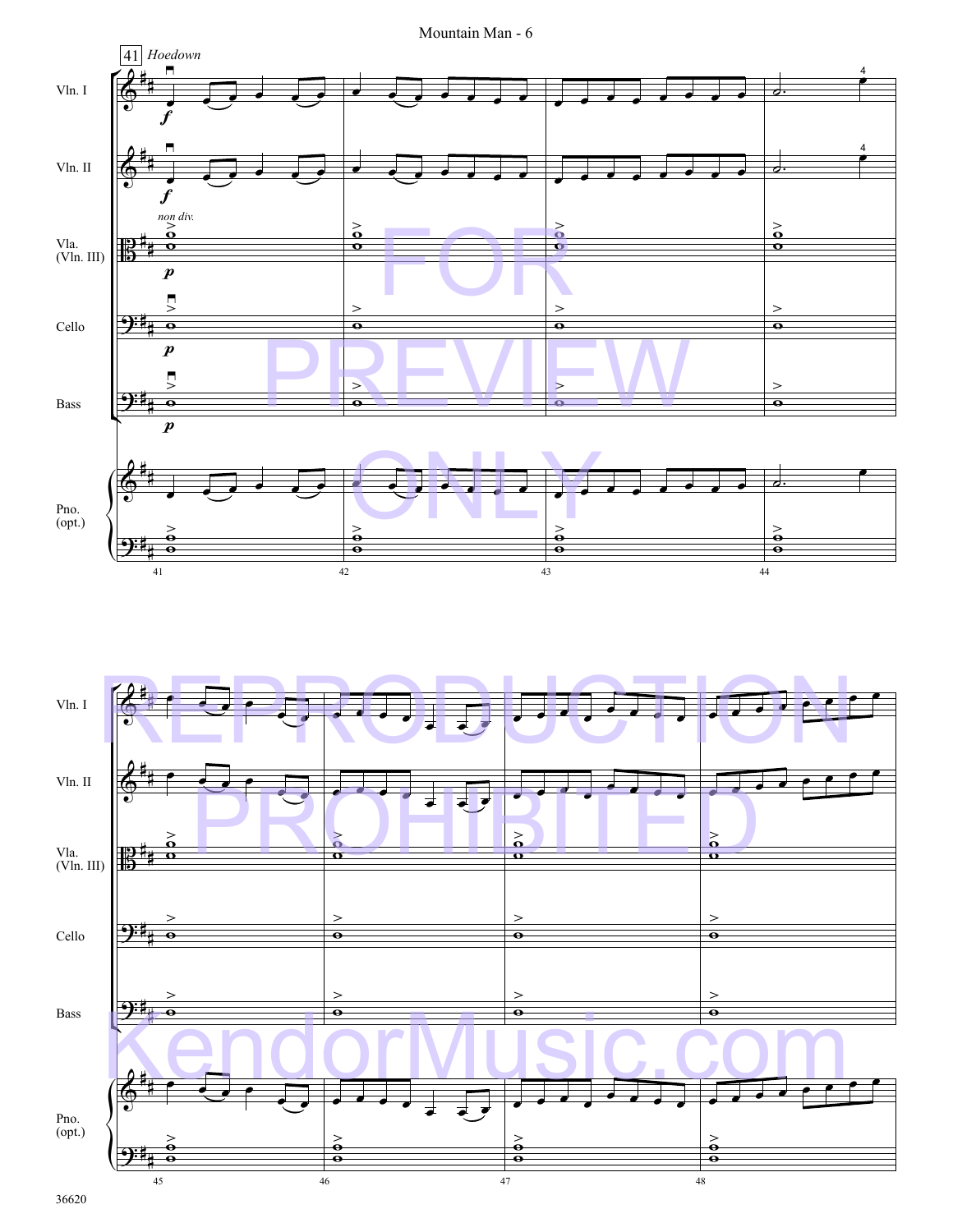41 *Hoedown*

Vln. I

Vln. II

*non div.*

Vla. (Vln. III)

Cello

Bass

Pno. (opt.)

FOR PREVIEW ONLY

REPRODUCTION PROHIBITED

KendorMusic.com

36620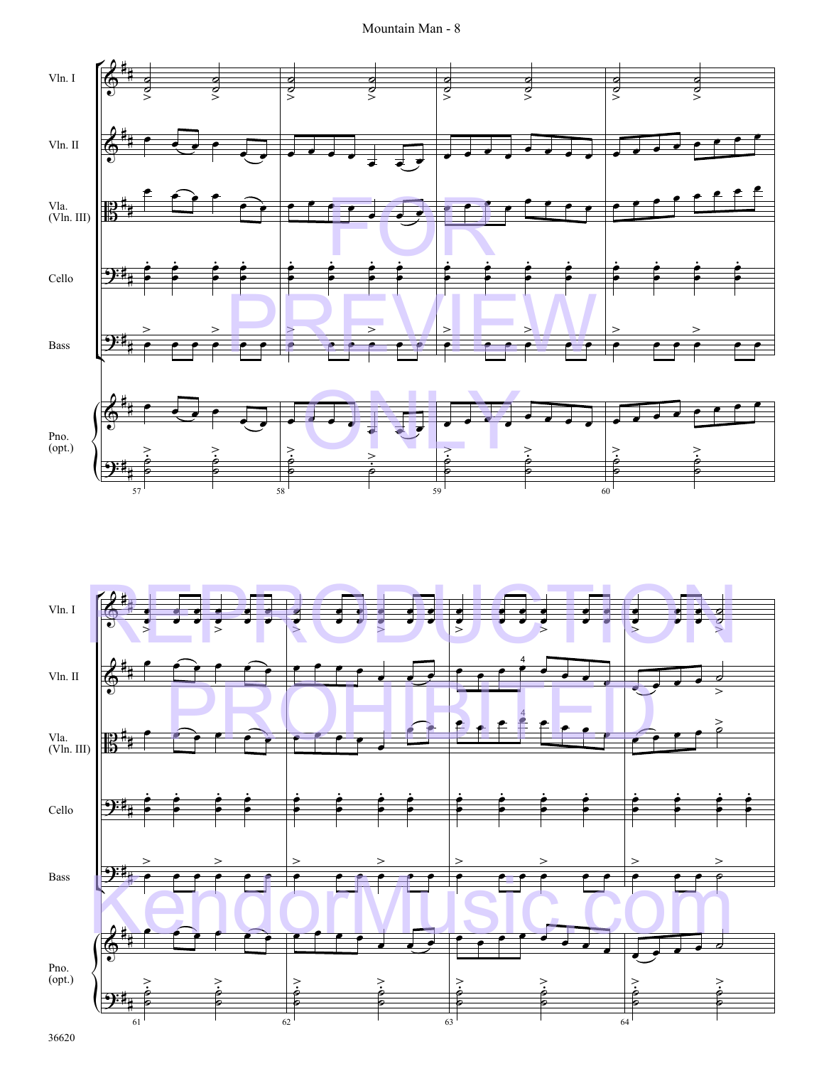Vln. I

Vln. II

Vla. (Vln. III)

Cello

Bass

Pno. (opt.)

FOR PREVIEW ONLY

REPRODUCTION PROHIBITED

KendorMusic.com

36620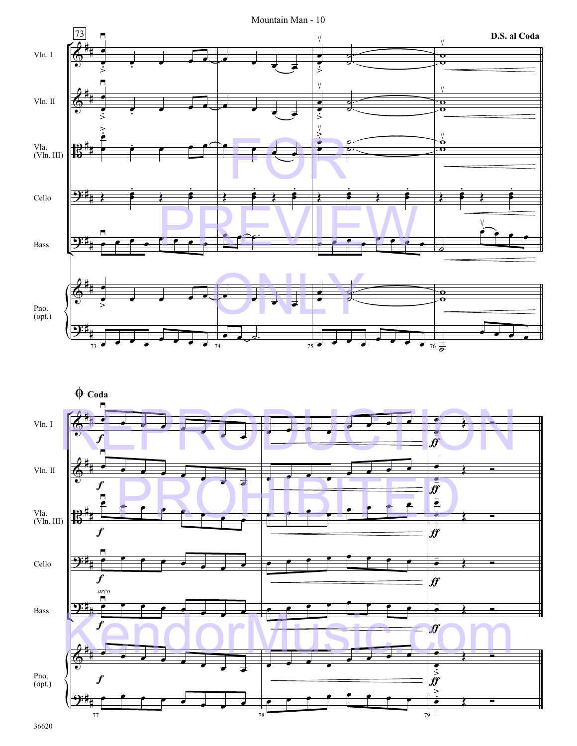D.S. al Coda

Coda